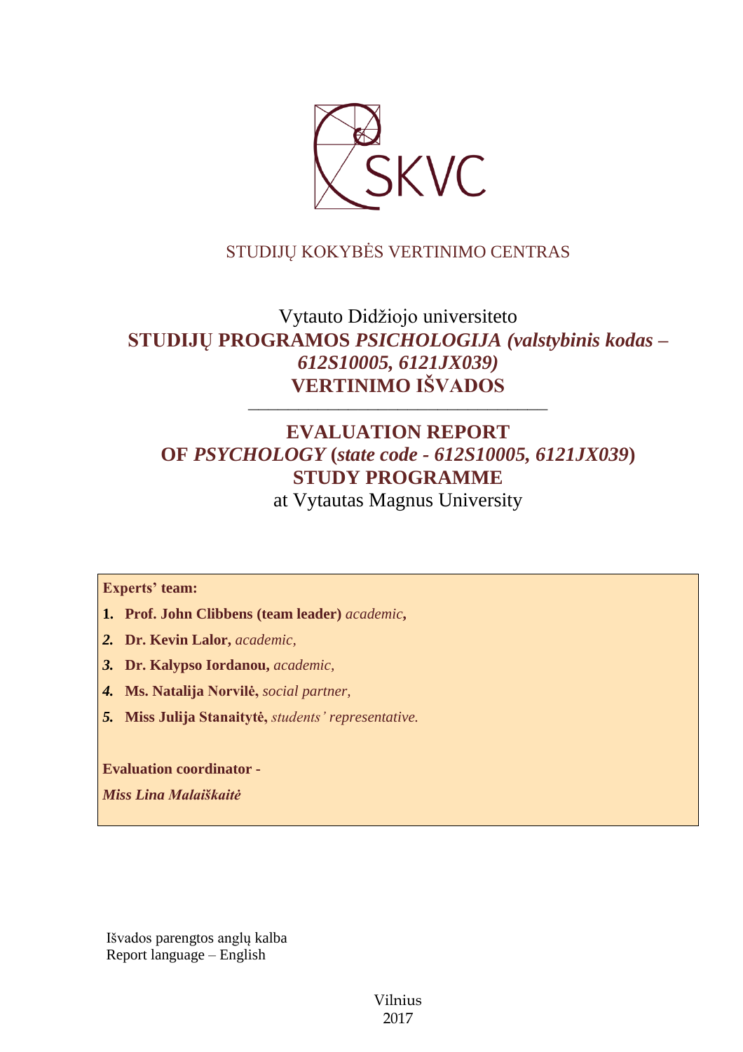SKVC

STUDIJŲ KOKYBĖS VERTINIMO CENTRAS

# Vytauto Didžiojo universiteto
# STUDIJŲ PROGRAMOS *PSICHOLOGIJA (valstybinis kodas – 612S10005, 6121JX039)* VERTINIMO IŠVADOS

---

# EVALUATION REPORT OF *PSYCHOLOGY* (*state code - 612S10005, 6121JX039*) STUDY PROGRAMME
## at Vytautas Magnus University

**Experts' team:**

1. **Prof. John Clibbens (team leader)** *academic*,
2. **Dr. Kevin Lalor,** *academic,*
3. **Dr. Kalypso Iordanou,** *academic,*
4. **Ms. Natalija Norvilė,** *social partner,*
5. **Miss Julija Stanaitytė,** *students' representative.*

**Evaluation coordinator -**

***Miss Lina Malaiškaitė***

Išvados parengtos anglų kalba
Report language – English

Vilnius
2017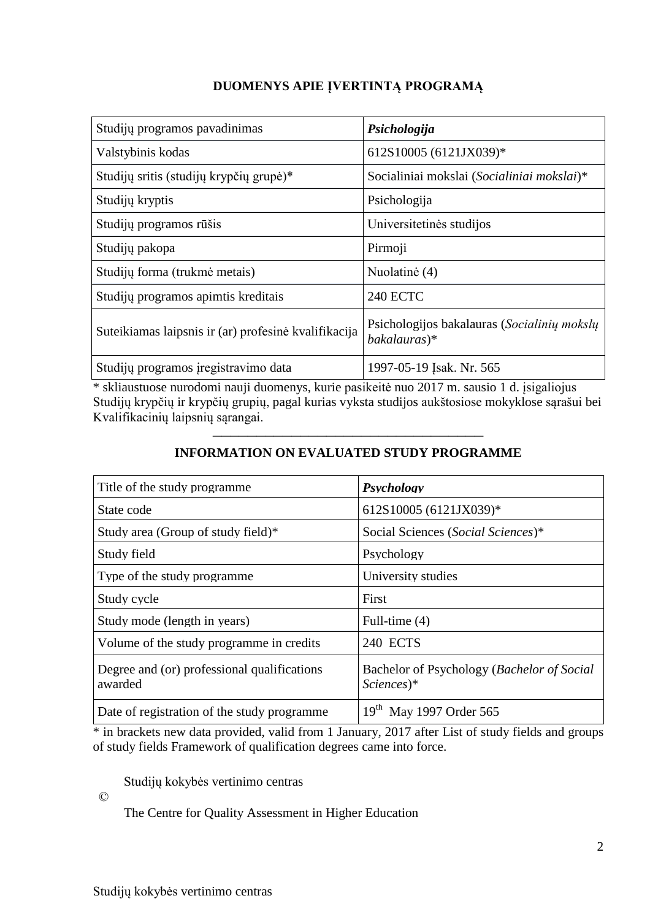## DUOMENYS APIE ĮVERTINTĄ PROGRAMĄ

| Studijų programos pavadinimas | ***Psichologija*** |
|---|---|
| Valstybinis kodas | 612S10005 (6121JX039)* |
| Studijų sritis (studijų krypčių grupė)* | Socialiniai mokslai (*Socialiniai mokslai*)* |
| Studijų kryptis | Psichologija |
| Studijų programos rūšis | Universitetinės studijos |
| Studijų pakopa | Pirmoji |
| Studijų forma (trukmė metais) | Nuolatinė (4) |
| Studijų programos apimtis kreditais | 240 ECTC |
| Suteikiamas laipsnis ir (ar) profesinė kvalifikacija | Psichologijos bakalauras (*Socialinių mokslų bakalauras*)* |
| Studijų programos įregistravimo data | 1997-05-19 Įsak. Nr. 565 |

* skliaustuose nurodomi nauji duomenys, kurie pasikeitė nuo 2017 m. sausio 1 d. įsigaliojus Studijų krypčių ir krypčių grupių, pagal kurias vyksta studijos aukštosiose mokyklose sąrašui bei Kvalifikacinių laipsnių sąrangai.

---

## INFORMATION ON EVALUATED STUDY PROGRAMME

| Title of the study programme | ***Psychology*** |
|---|---|
| State code | 612S10005 (6121JX039)* |
| Study area (Group of study field)* | Social Sciences (*Social Sciences*)* |
| Study field | Psychology |
| Type of the study programme | University studies |
| Study cycle | First |
| Study mode (length in years) | Full-time (4) |
| Volume of the study programme in credits | 240 ECTS |
| Degree and (or) professional qualifications awarded | Bachelor of Psychology (*Bachelor of Social Sciences*)* |
| Date of registration of the study programme | 19th May 1997 Order 565 |

* in brackets new data provided, valid from 1 January, 2017 after List of study fields and groups of study fields Framework of qualification degrees came into force.

© Studijų kokybės vertinimo centras

The Centre for Quality Assessment in Higher Education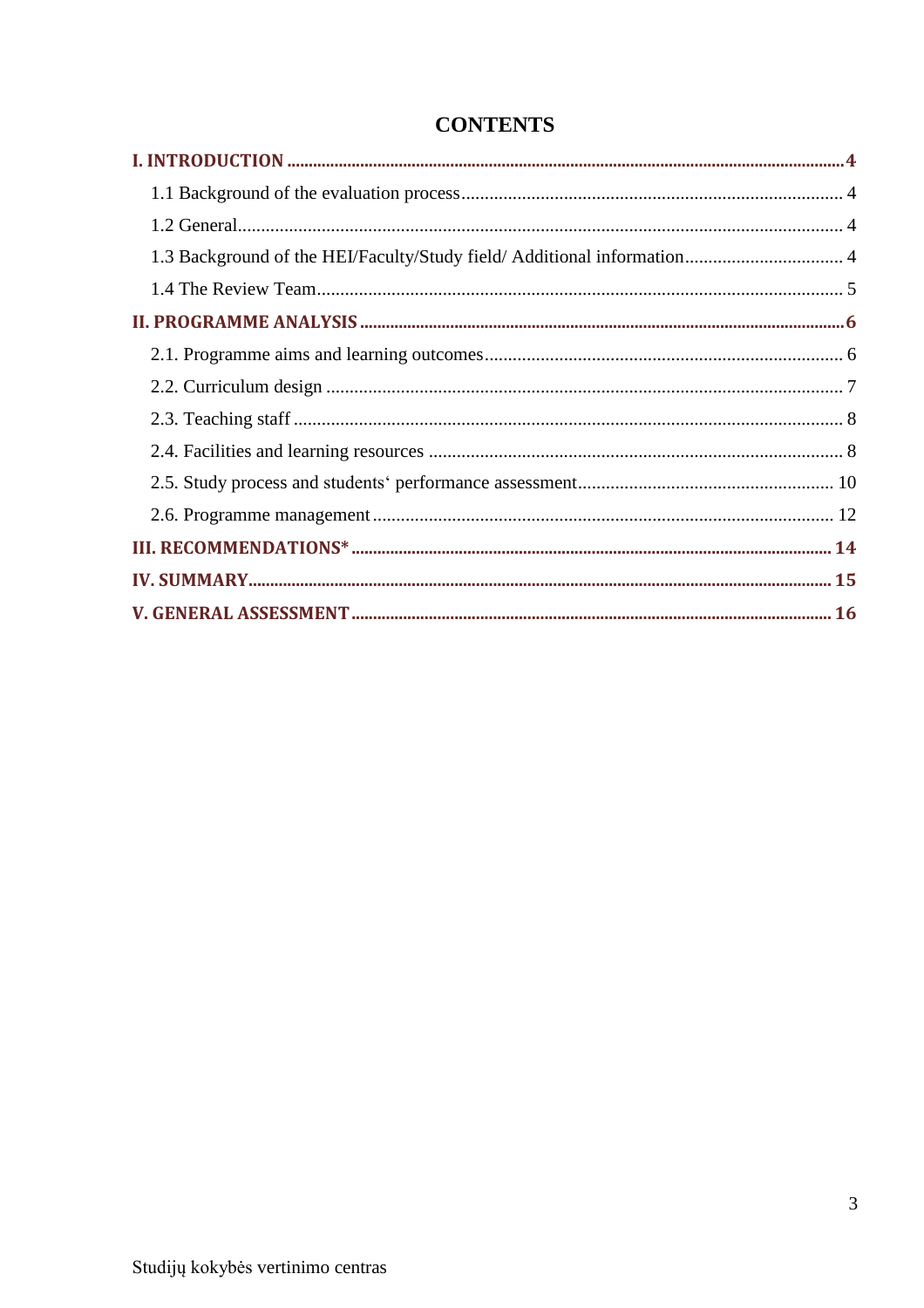# CONTENTS

**I. INTRODUCTION** .......... **4**

1.1 Background of the evaluation process .......... 4

1.2 General .......... 4

1.3 Background of the HEI/Faculty/Study field/ Additional information .......... 4

1.4 The Review Team .......... 5

**II. PROGRAMME ANALYSIS** .......... **6**

2.1. Programme aims and learning outcomes .......... 6

2.2. Curriculum design .......... 7

2.3. Teaching staff .......... 8

2.4. Facilities and learning resources .......... 8

2.5. Study process and students‘ performance assessment .......... 10

2.6. Programme management .......... 12

**III. RECOMMENDATIONS*** .......... **14**

**IV. SUMMARY** .......... **15**

**V. GENERAL ASSESSMENT** .......... **16**

Studijų kokybės vertinimo centras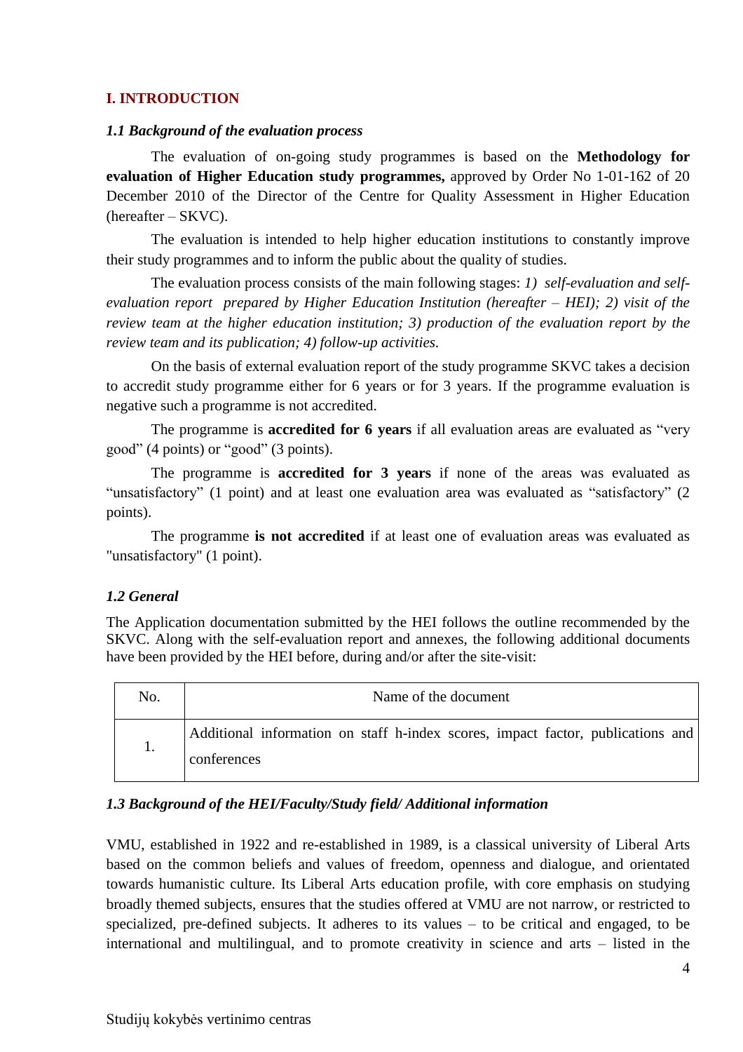## I. INTRODUCTION

### *1.1 Background of the evaluation process*

The evaluation of on-going study programmes is based on the **Methodology for evaluation of Higher Education study programmes,** approved by Order No 1-01-162 of 20 December 2010 of the Director of the Centre for Quality Assessment in Higher Education (hereafter – SKVC).

The evaluation is intended to help higher education institutions to constantly improve their study programmes and to inform the public about the quality of studies.

The evaluation process consists of the main following stages: *1) self-evaluation and self-evaluation report prepared by Higher Education Institution (hereafter – HEI); 2) visit of the review team at the higher education institution; 3) production of the evaluation report by the review team and its publication; 4) follow-up activities.*

On the basis of external evaluation report of the study programme SKVC takes a decision to accredit study programme either for 6 years or for 3 years. If the programme evaluation is negative such a programme is not accredited.

The programme is **accredited for 6 years** if all evaluation areas are evaluated as "very good" (4 points) or "good" (3 points).

The programme is **accredited for 3 years** if none of the areas was evaluated as "unsatisfactory" (1 point) and at least one evaluation area was evaluated as "satisfactory" (2 points).

The programme **is not accredited** if at least one of evaluation areas was evaluated as "unsatisfactory" (1 point).

### *1.2 General*

The Application documentation submitted by the HEI follows the outline recommended by the SKVC. Along with the self-evaluation report and annexes, the following additional documents have been provided by the HEI before, during and/or after the site-visit:

| No. | Name of the document |
|---|---|
| 1. | Additional information on staff h-index scores, impact factor, publications and conferences |

### *1.3 Background of the HEI/Faculty/Study field/ Additional information*

VMU, established in 1922 and re-established in 1989, is a classical university of Liberal Arts based on the common beliefs and values of freedom, openness and dialogue, and orientated towards humanistic culture. Its Liberal Arts education profile, with core emphasis on studying broadly themed subjects, ensures that the studies offered at VMU are not narrow, or restricted to specialized, pre-defined subjects. It adheres to its values – to be critical and engaged, to be international and multilingual, and to promote creativity in science and arts – listed in the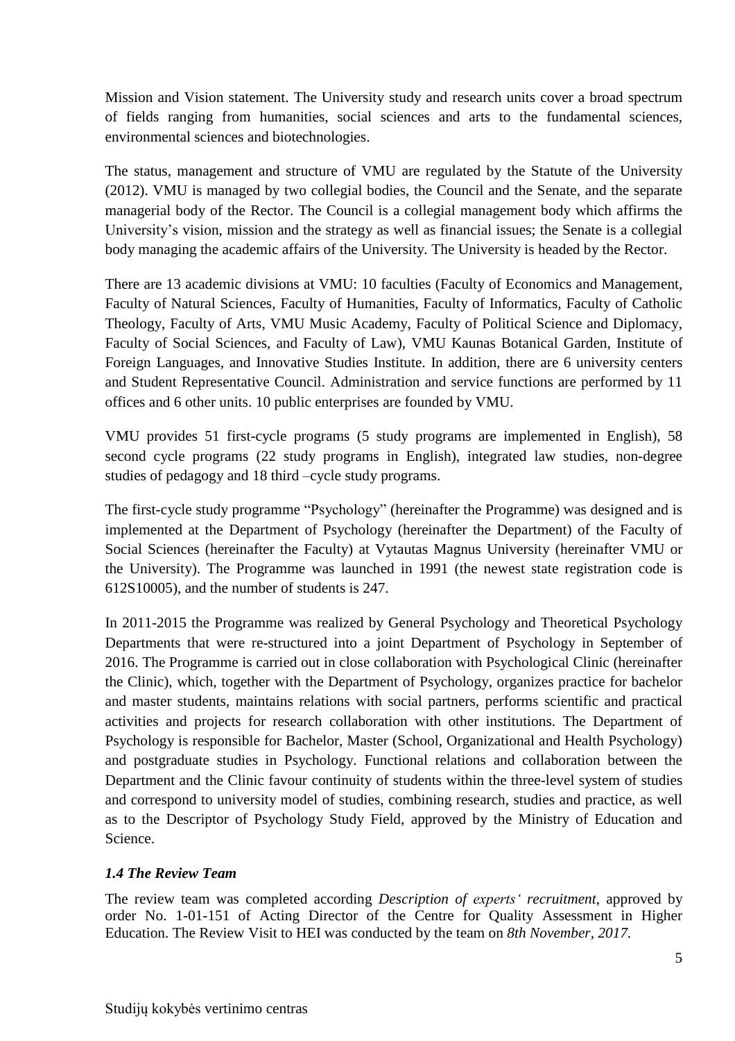Mission and Vision statement. The University study and research units cover a broad spectrum of fields ranging from humanities, social sciences and arts to the fundamental sciences, environmental sciences and biotechnologies.

The status, management and structure of VMU are regulated by the Statute of the University (2012). VMU is managed by two collegial bodies, the Council and the Senate, and the separate managerial body of the Rector. The Council is a collegial management body which affirms the University's vision, mission and the strategy as well as financial issues; the Senate is a collegial body managing the academic affairs of the University. The University is headed by the Rector.

There are 13 academic divisions at VMU: 10 faculties (Faculty of Economics and Management, Faculty of Natural Sciences, Faculty of Humanities, Faculty of Informatics, Faculty of Catholic Theology, Faculty of Arts, VMU Music Academy, Faculty of Political Science and Diplomacy, Faculty of Social Sciences, and Faculty of Law), VMU Kaunas Botanical Garden, Institute of Foreign Languages, and Innovative Studies Institute. In addition, there are 6 university centers and Student Representative Council. Administration and service functions are performed by 11 offices and 6 other units. 10 public enterprises are founded by VMU.

VMU provides 51 first-cycle programs (5 study programs are implemented in English), 58 second cycle programs (22 study programs in English), integrated law studies, non-degree studies of pedagogy and 18 third –cycle study programs.

The first-cycle study programme "Psychology" (hereinafter the Programme) was designed and is implemented at the Department of Psychology (hereinafter the Department) of the Faculty of Social Sciences (hereinafter the Faculty) at Vytautas Magnus University (hereinafter VMU or the University). The Programme was launched in 1991 (the newest state registration code is 612S10005), and the number of students is 247.

In 2011-2015 the Programme was realized by General Psychology and Theoretical Psychology Departments that were re-structured into a joint Department of Psychology in September of 2016. The Programme is carried out in close collaboration with Psychological Clinic (hereinafter the Clinic), which, together with the Department of Psychology, organizes practice for bachelor and master students, maintains relations with social partners, performs scientific and practical activities and projects for research collaboration with other institutions. The Department of Psychology is responsible for Bachelor, Master (School, Organizational and Health Psychology) and postgraduate studies in Psychology. Functional relations and collaboration between the Department and the Clinic favour continuity of students within the three-level system of studies and correspond to university model of studies, combining research, studies and practice, as well as to the Descriptor of Psychology Study Field, approved by the Ministry of Education and Science.

### *1.4 The Review Team*

The review team was completed according *Description of experts' recruitment*, approved by order No. 1-01-151 of Acting Director of the Centre for Quality Assessment in Higher Education. The Review Visit to HEI was conducted by the team on *8th November, 2017.*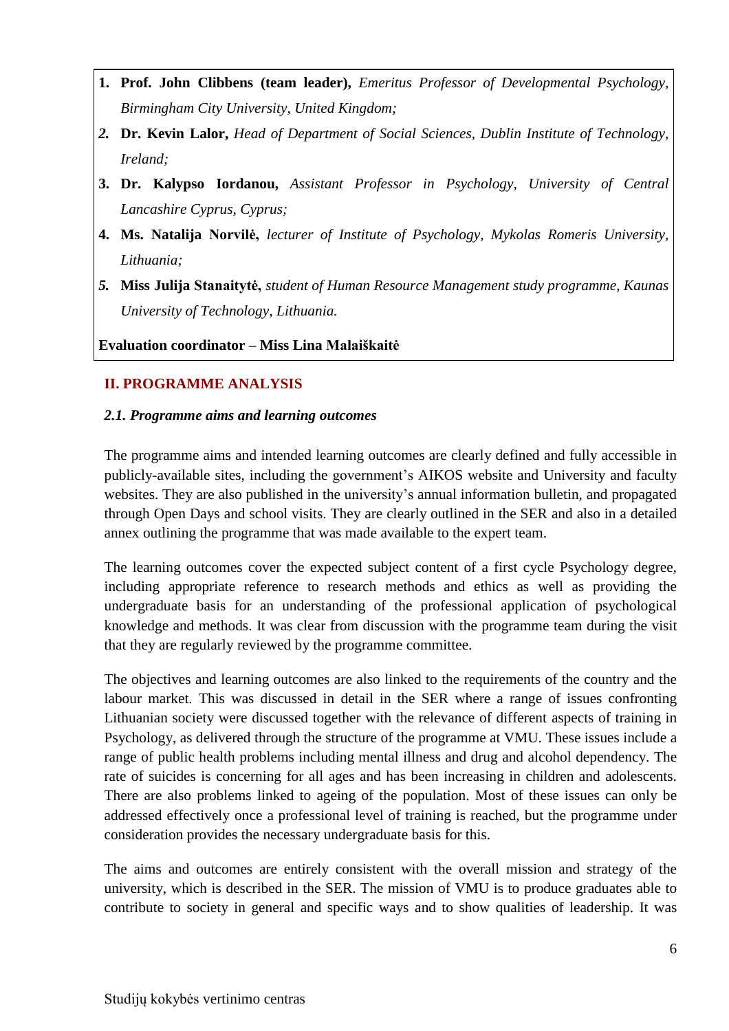1. **Prof. John Clibbens (team leader),** *Emeritus Professor of Developmental Psychology, Birmingham City University, United Kingdom;*
2. **Dr. Kevin Lalor,** *Head of Department of Social Sciences, Dublin Institute of Technology, Ireland;*
3. **Dr. Kalypso Iordanou,** *Assistant Professor in Psychology, University of Central Lancashire Cyprus, Cyprus;*
4. **Ms. Natalija Norvilė,** *lecturer of Institute of Psychology, Mykolas Romeris University, Lithuania;*
5. **Miss Julija Stanaitytė,** *student of Human Resource Management study programme, Kaunas University of Technology, Lithuania.*

**Evaluation coordinator – Miss Lina Malaiškaitė**

## II. PROGRAMME ANALYSIS

### *2.1. Programme aims and learning outcomes*

The programme aims and intended learning outcomes are clearly defined and fully accessible in publicly-available sites, including the government's AIKOS website and University and faculty websites. They are also published in the university's annual information bulletin, and propagated through Open Days and school visits. They are clearly outlined in the SER and also in a detailed annex outlining the programme that was made available to the expert team.

The learning outcomes cover the expected subject content of a first cycle Psychology degree, including appropriate reference to research methods and ethics as well as providing the undergraduate basis for an understanding of the professional application of psychological knowledge and methods. It was clear from discussion with the programme team during the visit that they are regularly reviewed by the programme committee.

The objectives and learning outcomes are also linked to the requirements of the country and the labour market. This was discussed in detail in the SER where a range of issues confronting Lithuanian society were discussed together with the relevance of different aspects of training in Psychology, as delivered through the structure of the programme at VMU. These issues include a range of public health problems including mental illness and drug and alcohol dependency. The rate of suicides is concerning for all ages and has been increasing in children and adolescents. There are also problems linked to ageing of the population. Most of these issues can only be addressed effectively once a professional level of training is reached, but the programme under consideration provides the necessary undergraduate basis for this.

The aims and outcomes are entirely consistent with the overall mission and strategy of the university, which is described in the SER. The mission of VMU is to produce graduates able to contribute to society in general and specific ways and to show qualities of leadership. It was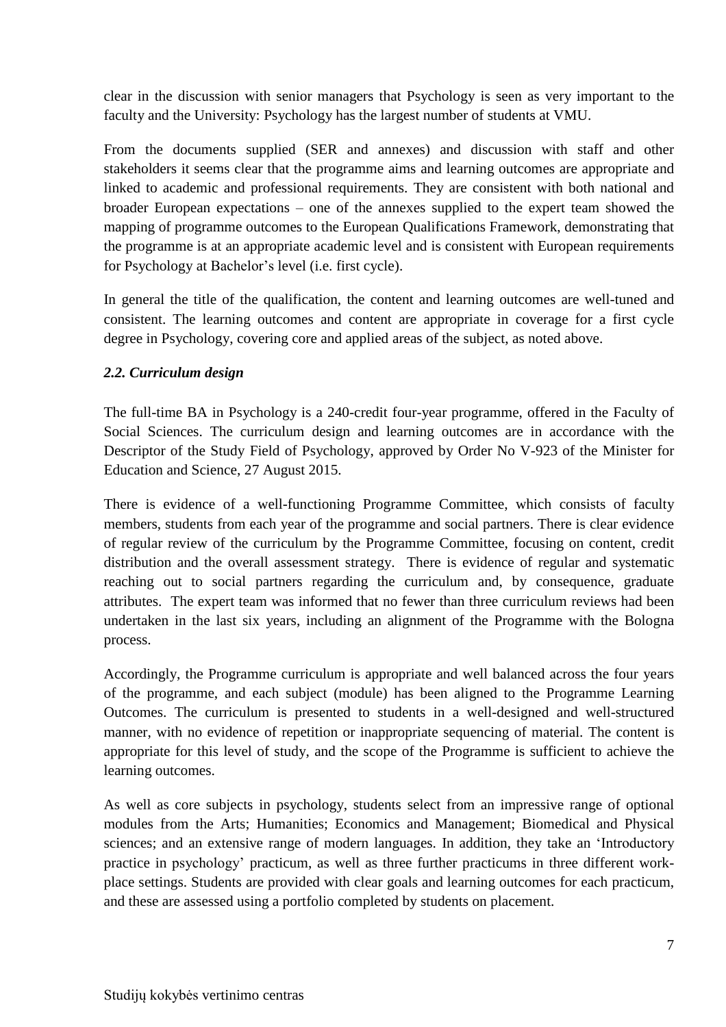clear in the discussion with senior managers that Psychology is seen as very important to the faculty and the University: Psychology has the largest number of students at VMU.

From the documents supplied (SER and annexes) and discussion with staff and other stakeholders it seems clear that the programme aims and learning outcomes are appropriate and linked to academic and professional requirements. They are consistent with both national and broader European expectations – one of the annexes supplied to the expert team showed the mapping of programme outcomes to the European Qualifications Framework, demonstrating that the programme is at an appropriate academic level and is consistent with European requirements for Psychology at Bachelor's level (i.e. first cycle).

In general the title of the qualification, the content and learning outcomes are well-tuned and consistent. The learning outcomes and content are appropriate in coverage for a first cycle degree in Psychology, covering core and applied areas of the subject, as noted above.

### *2.2. Curriculum design*

The full-time BA in Psychology is a 240-credit four-year programme, offered in the Faculty of Social Sciences. The curriculum design and learning outcomes are in accordance with the Descriptor of the Study Field of Psychology, approved by Order No V-923 of the Minister for Education and Science, 27 August 2015.

There is evidence of a well-functioning Programme Committee, which consists of faculty members, students from each year of the programme and social partners. There is clear evidence of regular review of the curriculum by the Programme Committee, focusing on content, credit distribution and the overall assessment strategy. There is evidence of regular and systematic reaching out to social partners regarding the curriculum and, by consequence, graduate attributes. The expert team was informed that no fewer than three curriculum reviews had been undertaken in the last six years, including an alignment of the Programme with the Bologna process.

Accordingly, the Programme curriculum is appropriate and well balanced across the four years of the programme, and each subject (module) has been aligned to the Programme Learning Outcomes. The curriculum is presented to students in a well-designed and well-structured manner, with no evidence of repetition or inappropriate sequencing of material. The content is appropriate for this level of study, and the scope of the Programme is sufficient to achieve the learning outcomes.

As well as core subjects in psychology, students select from an impressive range of optional modules from the Arts; Humanities; Economics and Management; Biomedical and Physical sciences; and an extensive range of modern languages. In addition, they take an 'Introductory practice in psychology' practicum, as well as three further practicums in three different work-place settings. Students are provided with clear goals and learning outcomes for each practicum, and these are assessed using a portfolio completed by students on placement.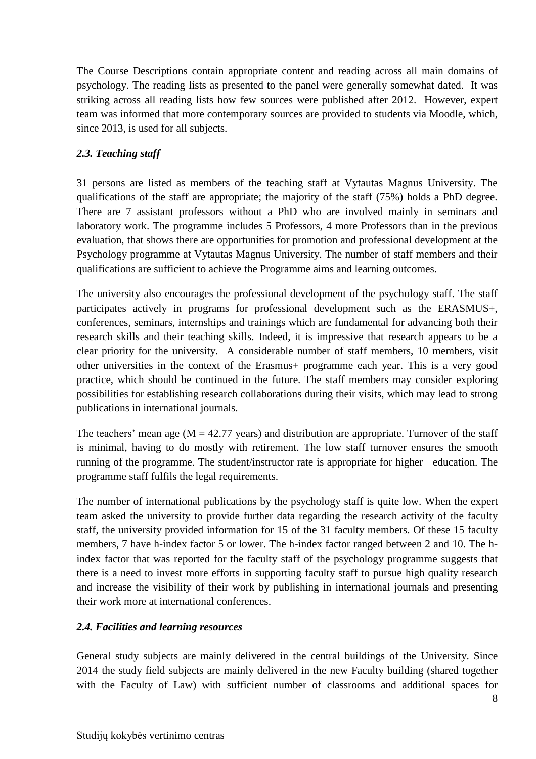The Course Descriptions contain appropriate content and reading across all main domains of psychology. The reading lists as presented to the panel were generally somewhat dated. It was striking across all reading lists how few sources were published after 2012. However, expert team was informed that more contemporary sources are provided to students via Moodle, which, since 2013, is used for all subjects.

### *2.3. Teaching staff*

31 persons are listed as members of the teaching staff at Vytautas Magnus University. The qualifications of the staff are appropriate; the majority of the staff (75%) holds a PhD degree. There are 7 assistant professors without a PhD who are involved mainly in seminars and laboratory work. The programme includes 5 Professors, 4 more Professors than in the previous evaluation, that shows there are opportunities for promotion and professional development at the Psychology programme at Vytautas Magnus University. The number of staff members and their qualifications are sufficient to achieve the Programme aims and learning outcomes.

The university also encourages the professional development of the psychology staff. The staff participates actively in programs for professional development such as the ERASMUS+, conferences, seminars, internships and trainings which are fundamental for advancing both their research skills and their teaching skills. Indeed, it is impressive that research appears to be a clear priority for the university. A considerable number of staff members, 10 members, visit other universities in the context of the Erasmus+ programme each year. This is a very good practice, which should be continued in the future. The staff members may consider exploring possibilities for establishing research collaborations during their visits, which may lead to strong publications in international journals.

The teachers' mean age ($M = 42.77$ years) and distribution are appropriate. Turnover of the staff is minimal, having to do mostly with retirement. The low staff turnover ensures the smooth running of the programme. The student/instructor rate is appropriate for higher education. The programme staff fulfils the legal requirements.

The number of international publications by the psychology staff is quite low. When the expert team asked the university to provide further data regarding the research activity of the faculty staff, the university provided information for 15 of the 31 faculty members. Of these 15 faculty members, 7 have h-index factor 5 or lower. The h-index factor ranged between 2 and 10. The h-index factor that was reported for the faculty staff of the psychology programme suggests that there is a need to invest more efforts in supporting faculty staff to pursue high quality research and increase the visibility of their work by publishing in international journals and presenting their work more at international conferences.

### *2.4. Facilities and learning resources*

General study subjects are mainly delivered in the central buildings of the University. Since 2014 the study field subjects are mainly delivered in the new Faculty building (shared together with the Faculty of Law) with sufficient number of classrooms and additional spaces for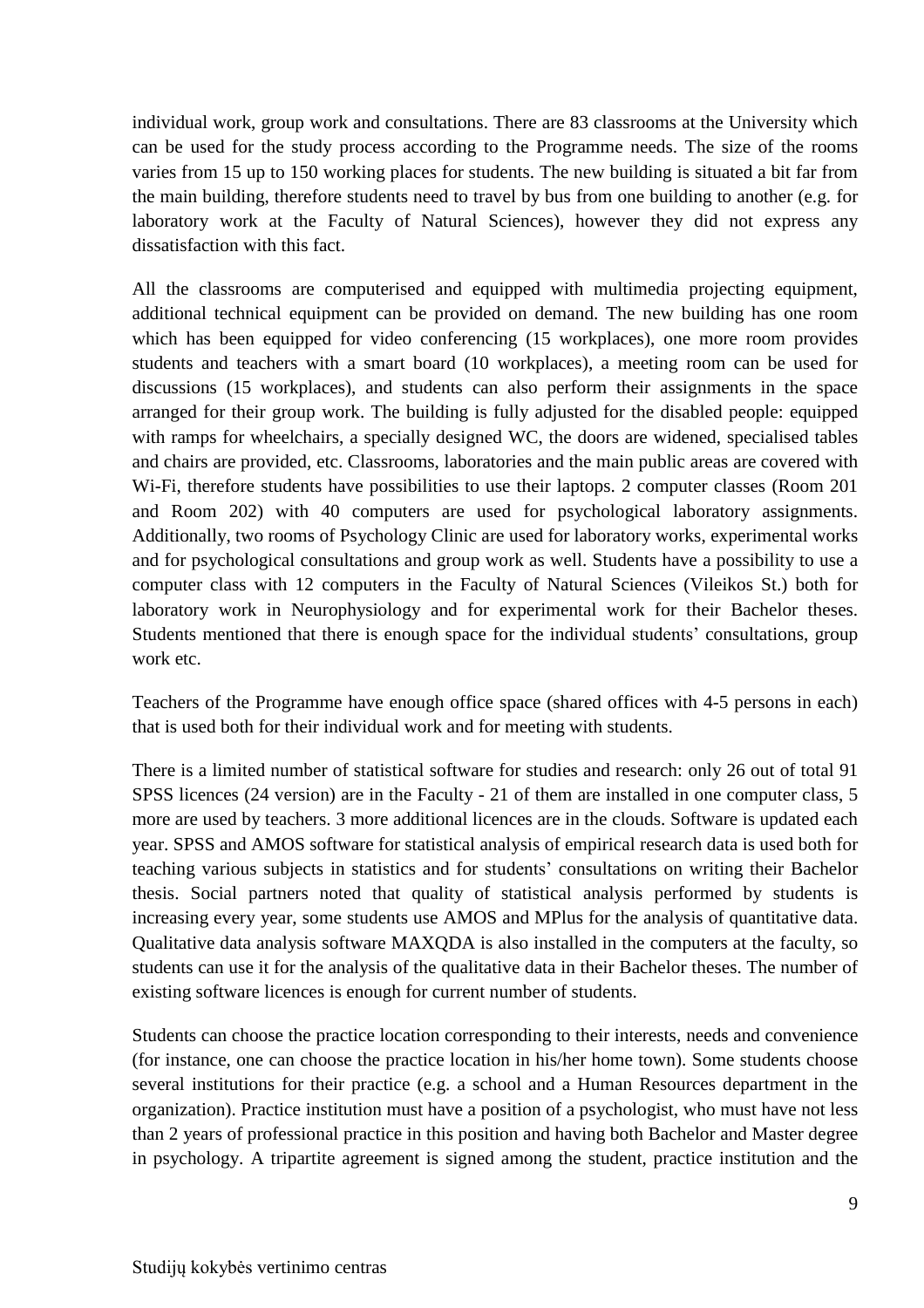individual work, group work and consultations. There are 83 classrooms at the University which can be used for the study process according to the Programme needs. The size of the rooms varies from 15 up to 150 working places for students. The new building is situated a bit far from the main building, therefore students need to travel by bus from one building to another (e.g. for laboratory work at the Faculty of Natural Sciences), however they did not express any dissatisfaction with this fact.

All the classrooms are computerised and equipped with multimedia projecting equipment, additional technical equipment can be provided on demand. The new building has one room which has been equipped for video conferencing (15 workplaces), one more room provides students and teachers with a smart board (10 workplaces), a meeting room can be used for discussions (15 workplaces), and students can also perform their assignments in the space arranged for their group work. The building is fully adjusted for the disabled people: equipped with ramps for wheelchairs, a specially designed WC, the doors are widened, specialised tables and chairs are provided, etc. Classrooms, laboratories and the main public areas are covered with Wi-Fi, therefore students have possibilities to use their laptops. 2 computer classes (Room 201 and Room 202) with 40 computers are used for psychological laboratory assignments. Additionally, two rooms of Psychology Clinic are used for laboratory works, experimental works and for psychological consultations and group work as well. Students have a possibility to use a computer class with 12 computers in the Faculty of Natural Sciences (Vileikos St.) both for laboratory work in Neurophysiology and for experimental work for their Bachelor theses. Students mentioned that there is enough space for the individual students' consultations, group work etc.

Teachers of the Programme have enough office space (shared offices with 4-5 persons in each) that is used both for their individual work and for meeting with students.

There is a limited number of statistical software for studies and research: only 26 out of total 91 SPSS licences (24 version) are in the Faculty - 21 of them are installed in one computer class, 5 more are used by teachers. 3 more additional licences are in the clouds. Software is updated each year. SPSS and AMOS software for statistical analysis of empirical research data is used both for teaching various subjects in statistics and for students' consultations on writing their Bachelor thesis. Social partners noted that quality of statistical analysis performed by students is increasing every year, some students use AMOS and MPlus for the analysis of quantitative data. Qualitative data analysis software MAXQDA is also installed in the computers at the faculty, so students can use it for the analysis of the qualitative data in their Bachelor theses. The number of existing software licences is enough for current number of students.

Students can choose the practice location corresponding to their interests, needs and convenience (for instance, one can choose the practice location in his/her home town). Some students choose several institutions for their practice (e.g. a school and a Human Resources department in the organization). Practice institution must have a position of a psychologist, who must have not less than 2 years of professional practice in this position and having both Bachelor and Master degree in psychology. A tripartite agreement is signed among the student, practice institution and the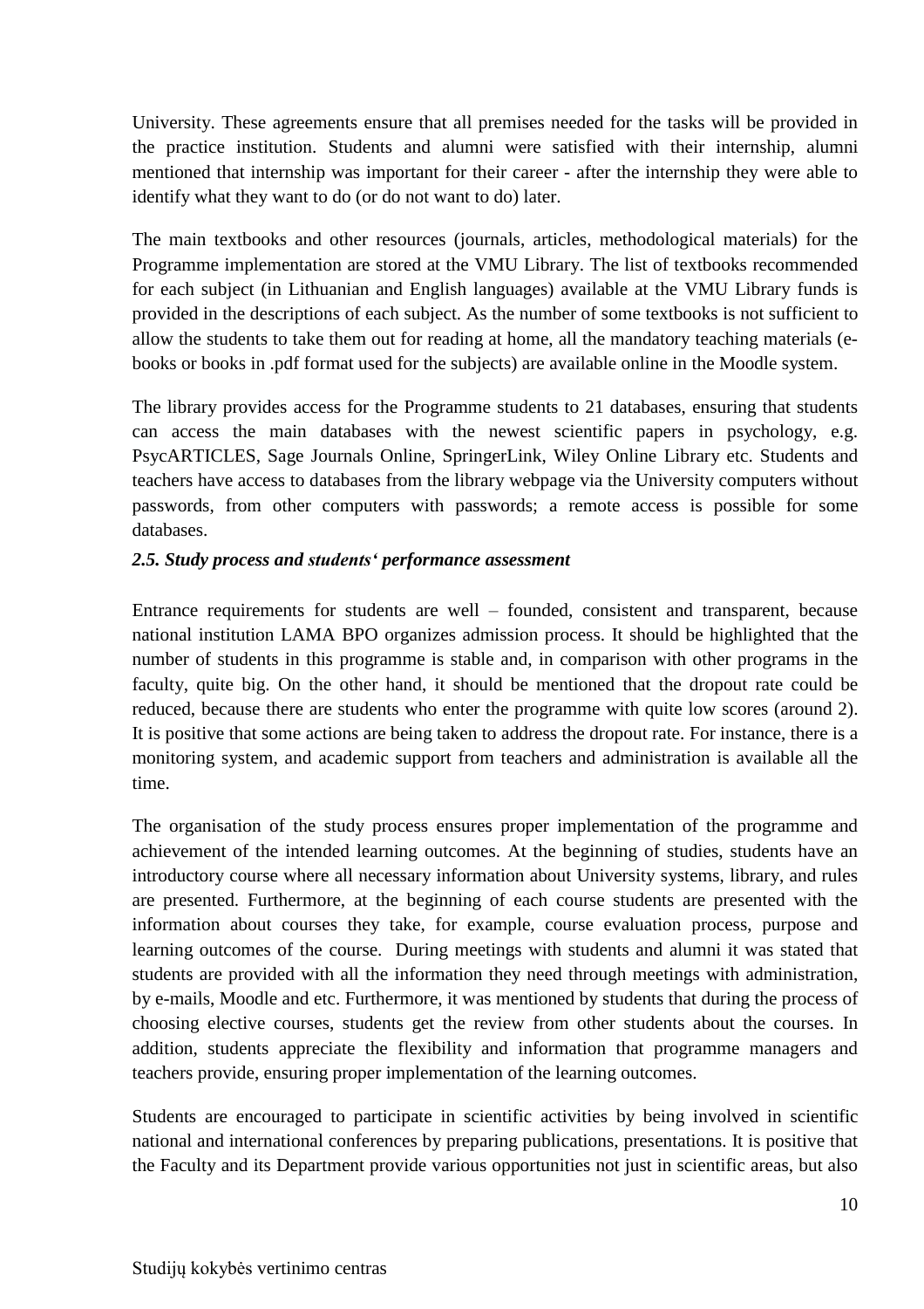University. These agreements ensure that all premises needed for the tasks will be provided in the practice institution. Students and alumni were satisfied with their internship, alumni mentioned that internship was important for their career - after the internship they were able to identify what they want to do (or do not want to do) later.

The main textbooks and other resources (journals, articles, methodological materials) for the Programme implementation are stored at the VMU Library. The list of textbooks recommended for each subject (in Lithuanian and English languages) available at the VMU Library funds is provided in the descriptions of each subject. As the number of some textbooks is not sufficient to allow the students to take them out for reading at home, all the mandatory teaching materials (e-books or books in .pdf format used for the subjects) are available online in the Moodle system.

The library provides access for the Programme students to 21 databases, ensuring that students can access the main databases with the newest scientific papers in psychology, e.g. PsycARTICLES, Sage Journals Online, SpringerLink, Wiley Online Library etc. Students and teachers have access to databases from the library webpage via the University computers without passwords, from other computers with passwords; a remote access is possible for some databases.

### *2.5. Study process and students' performance assessment*

Entrance requirements for students are well – founded, consistent and transparent, because national institution LAMA BPO organizes admission process. It should be highlighted that the number of students in this programme is stable and, in comparison with other programs in the faculty, quite big. On the other hand, it should be mentioned that the dropout rate could be reduced, because there are students who enter the programme with quite low scores (around 2). It is positive that some actions are being taken to address the dropout rate. For instance, there is a monitoring system, and academic support from teachers and administration is available all the time.

The organisation of the study process ensures proper implementation of the programme and achievement of the intended learning outcomes. At the beginning of studies, students have an introductory course where all necessary information about University systems, library, and rules are presented. Furthermore, at the beginning of each course students are presented with the information about courses they take, for example, course evaluation process, purpose and learning outcomes of the course. During meetings with students and alumni it was stated that students are provided with all the information they need through meetings with administration, by e-mails, Moodle and etc. Furthermore, it was mentioned by students that during the process of choosing elective courses, students get the review from other students about the courses. In addition, students appreciate the flexibility and information that programme managers and teachers provide, ensuring proper implementation of the learning outcomes.

Students are encouraged to participate in scientific activities by being involved in scientific national and international conferences by preparing publications, presentations. It is positive that the Faculty and its Department provide various opportunities not just in scientific areas, but also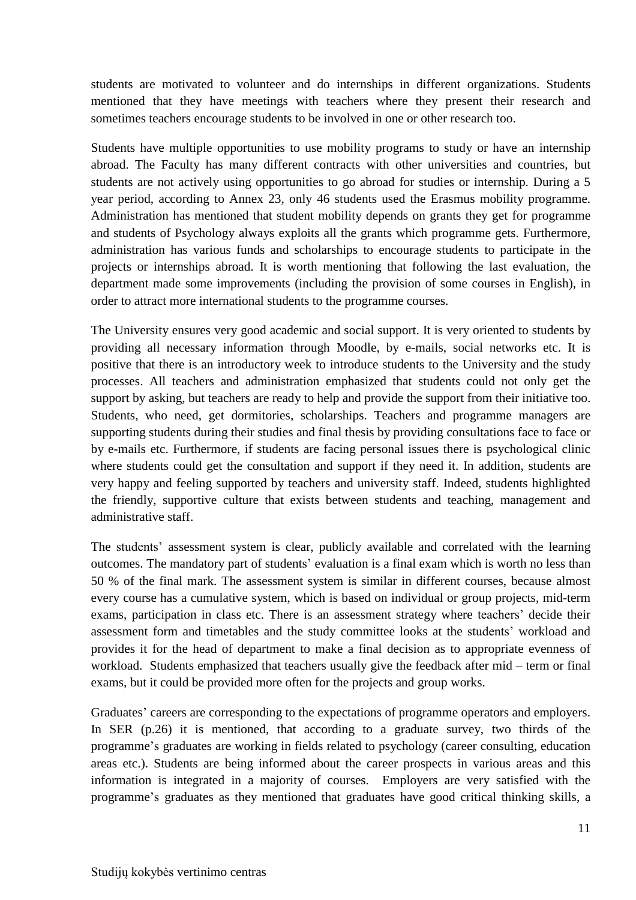students are motivated to volunteer and do internships in different organizations. Students mentioned that they have meetings with teachers where they present their research and sometimes teachers encourage students to be involved in one or other research too.

Students have multiple opportunities to use mobility programs to study or have an internship abroad. The Faculty has many different contracts with other universities and countries, but students are not actively using opportunities to go abroad for studies or internship. During a 5 year period, according to Annex 23, only 46 students used the Erasmus mobility programme. Administration has mentioned that student mobility depends on grants they get for programme and students of Psychology always exploits all the grants which programme gets. Furthermore, administration has various funds and scholarships to encourage students to participate in the projects or internships abroad. It is worth mentioning that following the last evaluation, the department made some improvements (including the provision of some courses in English), in order to attract more international students to the programme courses.

The University ensures very good academic and social support. It is very oriented to students by providing all necessary information through Moodle, by e-mails, social networks etc. It is positive that there is an introductory week to introduce students to the University and the study processes. All teachers and administration emphasized that students could not only get the support by asking, but teachers are ready to help and provide the support from their initiative too. Students, who need, get dormitories, scholarships. Teachers and programme managers are supporting students during their studies and final thesis by providing consultations face to face or by e-mails etc. Furthermore, if students are facing personal issues there is psychological clinic where students could get the consultation and support if they need it. In addition, students are very happy and feeling supported by teachers and university staff. Indeed, students highlighted the friendly, supportive culture that exists between students and teaching, management and administrative staff.

The students' assessment system is clear, publicly available and correlated with the learning outcomes. The mandatory part of students' evaluation is a final exam which is worth no less than 50 % of the final mark. The assessment system is similar in different courses, because almost every course has a cumulative system, which is based on individual or group projects, mid-term exams, participation in class etc. There is an assessment strategy where teachers' decide their assessment form and timetables and the study committee looks at the students' workload and provides it for the head of department to make a final decision as to appropriate evenness of workload. Students emphasized that teachers usually give the feedback after mid – term or final exams, but it could be provided more often for the projects and group works.

Graduates' careers are corresponding to the expectations of programme operators and employers. In SER (p.26) it is mentioned, that according to a graduate survey, two thirds of the programme's graduates are working in fields related to psychology (career consulting, education areas etc.). Students are being informed about the career prospects in various areas and this information is integrated in a majority of courses. Employers are very satisfied with the programme's graduates as they mentioned that graduates have good critical thinking skills, a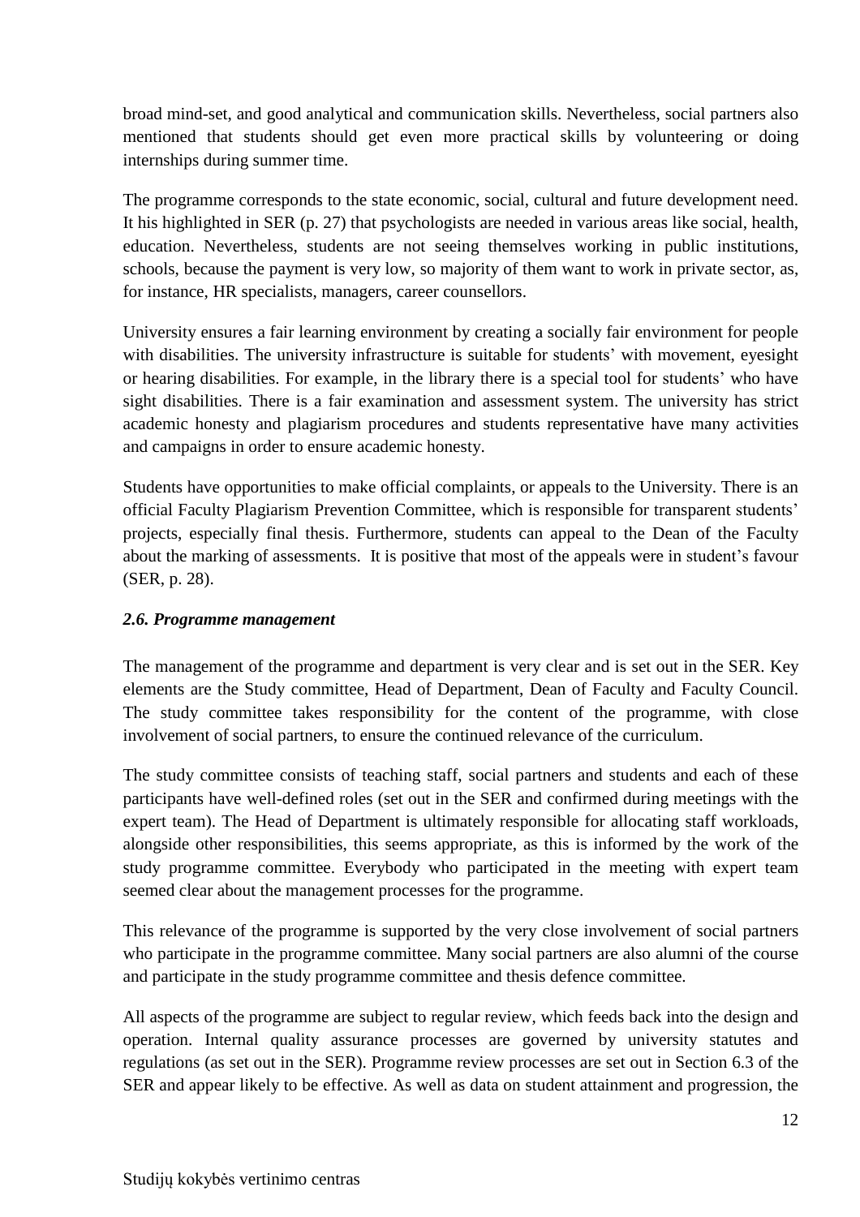broad mind-set, and good analytical and communication skills. Nevertheless, social partners also mentioned that students should get even more practical skills by volunteering or doing internships during summer time.

The programme corresponds to the state economic, social, cultural and future development need. It his highlighted in SER (p. 27) that psychologists are needed in various areas like social, health, education. Nevertheless, students are not seeing themselves working in public institutions, schools, because the payment is very low, so majority of them want to work in private sector, as, for instance, HR specialists, managers, career counsellors.

University ensures a fair learning environment by creating a socially fair environment for people with disabilities. The university infrastructure is suitable for students' with movement, eyesight or hearing disabilities. For example, in the library there is a special tool for students' who have sight disabilities. There is a fair examination and assessment system. The university has strict academic honesty and plagiarism procedures and students representative have many activities and campaigns in order to ensure academic honesty.

Students have opportunities to make official complaints, or appeals to the University. There is an official Faculty Plagiarism Prevention Committee, which is responsible for transparent students' projects, especially final thesis. Furthermore, students can appeal to the Dean of the Faculty about the marking of assessments. It is positive that most of the appeals were in student's favour (SER, p. 28).

### *2.6. Programme management*

The management of the programme and department is very clear and is set out in the SER. Key elements are the Study committee, Head of Department, Dean of Faculty and Faculty Council. The study committee takes responsibility for the content of the programme, with close involvement of social partners, to ensure the continued relevance of the curriculum.

The study committee consists of teaching staff, social partners and students and each of these participants have well-defined roles (set out in the SER and confirmed during meetings with the expert team). The Head of Department is ultimately responsible for allocating staff workloads, alongside other responsibilities, this seems appropriate, as this is informed by the work of the study programme committee. Everybody who participated in the meeting with expert team seemed clear about the management processes for the programme.

This relevance of the programme is supported by the very close involvement of social partners who participate in the programme committee. Many social partners are also alumni of the course and participate in the study programme committee and thesis defence committee.

All aspects of the programme are subject to regular review, which feeds back into the design and operation. Internal quality assurance processes are governed by university statutes and regulations (as set out in the SER). Programme review processes are set out in Section 6.3 of the SER and appear likely to be effective. As well as data on student attainment and progression, the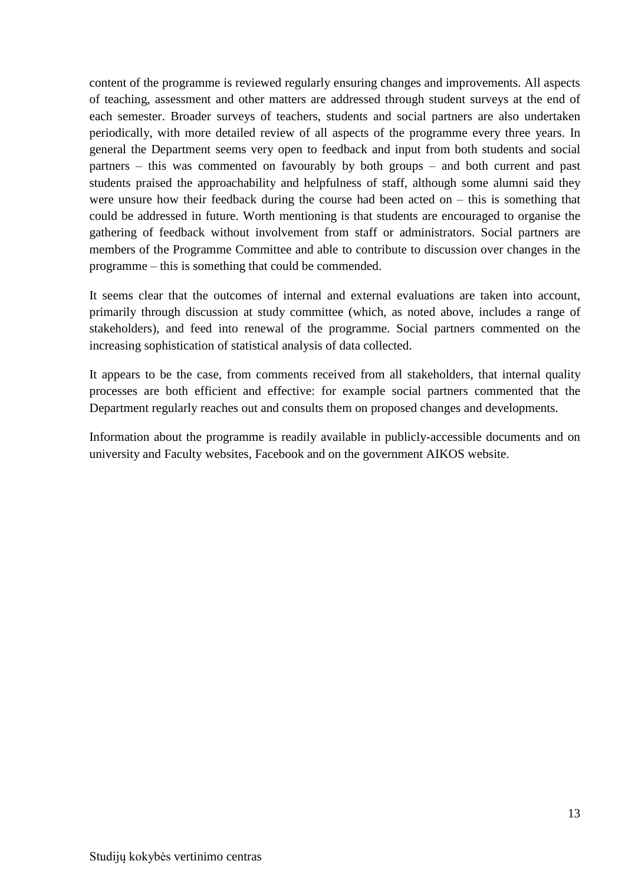content of the programme is reviewed regularly ensuring changes and improvements. All aspects of teaching, assessment and other matters are addressed through student surveys at the end of each semester. Broader surveys of teachers, students and social partners are also undertaken periodically, with more detailed review of all aspects of the programme every three years. In general the Department seems very open to feedback and input from both students and social partners – this was commented on favourably by both groups – and both current and past students praised the approachability and helpfulness of staff, although some alumni said they were unsure how their feedback during the course had been acted on – this is something that could be addressed in future. Worth mentioning is that students are encouraged to organise the gathering of feedback without involvement from staff or administrators. Social partners are members of the Programme Committee and able to contribute to discussion over changes in the programme – this is something that could be commended.

It seems clear that the outcomes of internal and external evaluations are taken into account, primarily through discussion at study committee (which, as noted above, includes a range of stakeholders), and feed into renewal of the programme. Social partners commented on the increasing sophistication of statistical analysis of data collected.

It appears to be the case, from comments received from all stakeholders, that internal quality processes are both efficient and effective: for example social partners commented that the Department regularly reaches out and consults them on proposed changes and developments.

Information about the programme is readily available in publicly-accessible documents and on university and Faculty websites, Facebook and on the government AIKOS website.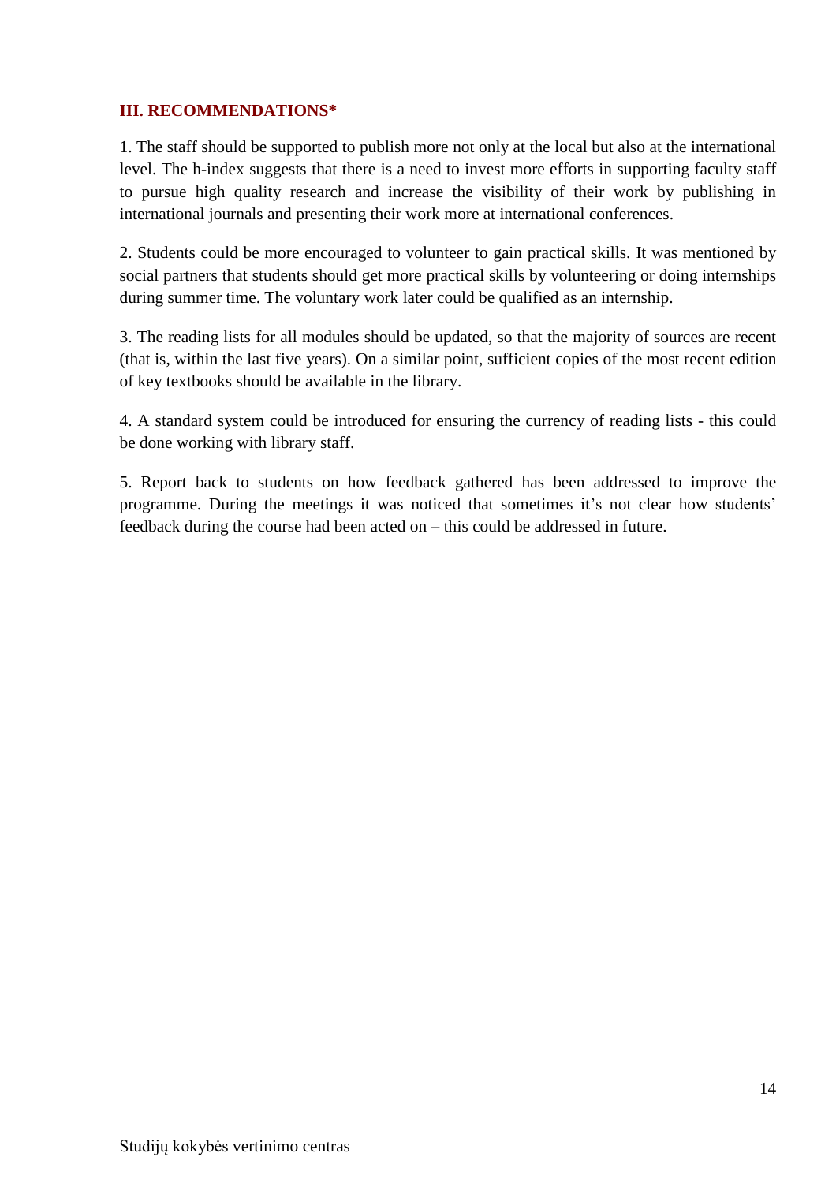## III. RECOMMENDATIONS*

1. The staff should be supported to publish more not only at the local but also at the international level. The h-index suggests that there is a need to invest more efforts in supporting faculty staff to pursue high quality research and increase the visibility of their work by publishing in international journals and presenting their work more at international conferences.

2. Students could be more encouraged to volunteer to gain practical skills. It was mentioned by social partners that students should get more practical skills by volunteering or doing internships during summer time. The voluntary work later could be qualified as an internship.

3. The reading lists for all modules should be updated, so that the majority of sources are recent (that is, within the last five years). On a similar point, sufficient copies of the most recent edition of key textbooks should be available in the library.

4. A standard system could be introduced for ensuring the currency of reading lists - this could be done working with library staff.

5. Report back to students on how feedback gathered has been addressed to improve the programme. During the meetings it was noticed that sometimes it's not clear how students' feedback during the course had been acted on – this could be addressed in future.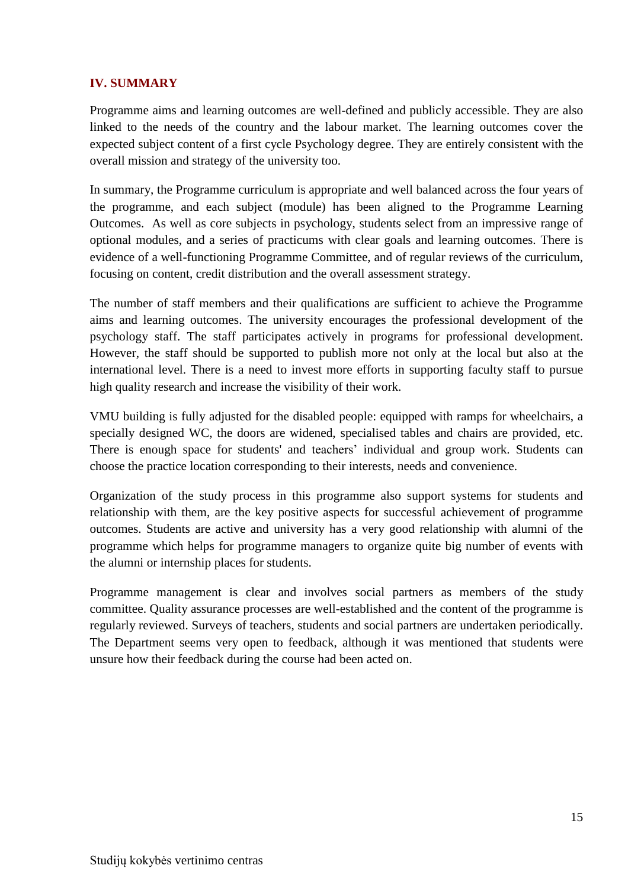## IV. SUMMARY

Programme aims and learning outcomes are well-defined and publicly accessible. They are also linked to the needs of the country and the labour market. The learning outcomes cover the expected subject content of a first cycle Psychology degree. They are entirely consistent with the overall mission and strategy of the university too.

In summary, the Programme curriculum is appropriate and well balanced across the four years of the programme, and each subject (module) has been aligned to the Programme Learning Outcomes. As well as core subjects in psychology, students select from an impressive range of optional modules, and a series of practicums with clear goals and learning outcomes. There is evidence of a well-functioning Programme Committee, and of regular reviews of the curriculum, focusing on content, credit distribution and the overall assessment strategy.

The number of staff members and their qualifications are sufficient to achieve the Programme aims and learning outcomes. The university encourages the professional development of the psychology staff. The staff participates actively in programs for professional development. However, the staff should be supported to publish more not only at the local but also at the international level. There is a need to invest more efforts in supporting faculty staff to pursue high quality research and increase the visibility of their work.

VMU building is fully adjusted for the disabled people: equipped with ramps for wheelchairs, a specially designed WC, the doors are widened, specialised tables and chairs are provided, etc. There is enough space for students' and teachers' individual and group work. Students can choose the practice location corresponding to their interests, needs and convenience.

Organization of the study process in this programme also support systems for students and relationship with them, are the key positive aspects for successful achievement of programme outcomes. Students are active and university has a very good relationship with alumni of the programme which helps for programme managers to organize quite big number of events with the alumni or internship places for students.

Programme management is clear and involves social partners as members of the study committee. Quality assurance processes are well-established and the content of the programme is regularly reviewed. Surveys of teachers, students and social partners are undertaken periodically. The Department seems very open to feedback, although it was mentioned that students were unsure how their feedback during the course had been acted on.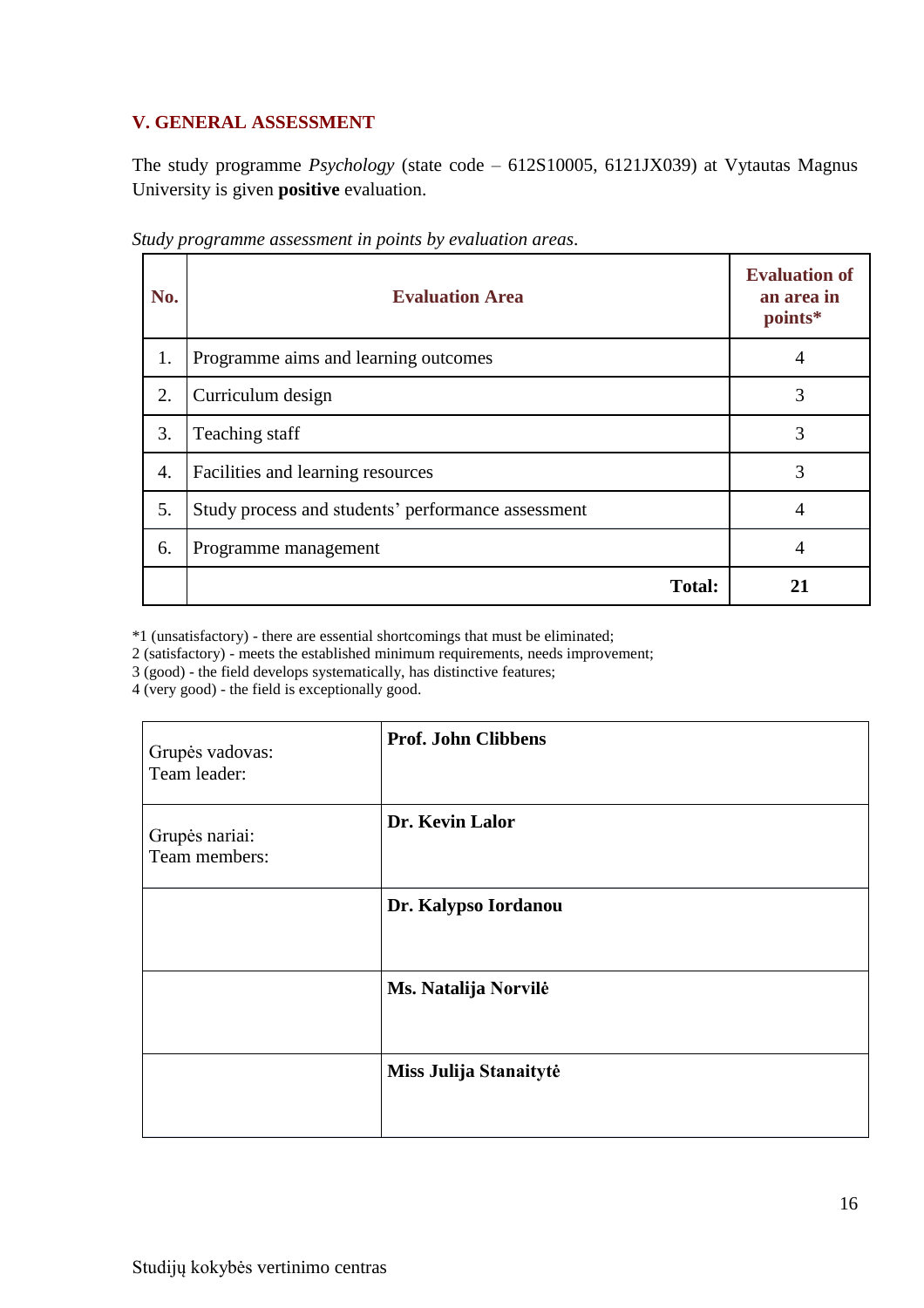## V. GENERAL ASSESSMENT

The study programme *Psychology* (state code – 612S10005, 6121JX039) at Vytautas Magnus University is given **positive** evaluation.

*Study programme assessment in points by evaluation areas*.

| No. | Evaluation Area | Evaluation of an area in points* |
|---|---|---|
| 1. | Programme aims and learning outcomes | 4 |
| 2. | Curriculum design | 3 |
| 3. | Teaching staff | 3 |
| 4. | Facilities and learning resources | 3 |
| 5. | Study process and students' performance assessment | 4 |
| 6. | Programme management | 4 |
| | **Total:** | **21** |

*1 (unsatisfactory) - there are essential shortcomings that must be eliminated;
2 (satisfactory) - meets the established minimum requirements, needs improvement;
3 (good) - the field develops systematically, has distinctive features;
4 (very good) - the field is exceptionally good.

| | |
|---|---|
| Grupės vadovas: Team leader: | **Prof. John Clibbens** |
| Grupės nariai: Team members: | **Dr. Kevin Lalor** |
| | **Dr. Kalypso Iordanou** |
| | **Ms. Natalija Norvilė** |
| | **Miss Julija Stanaitytė** |

Studijų kokybės vertinimo centras